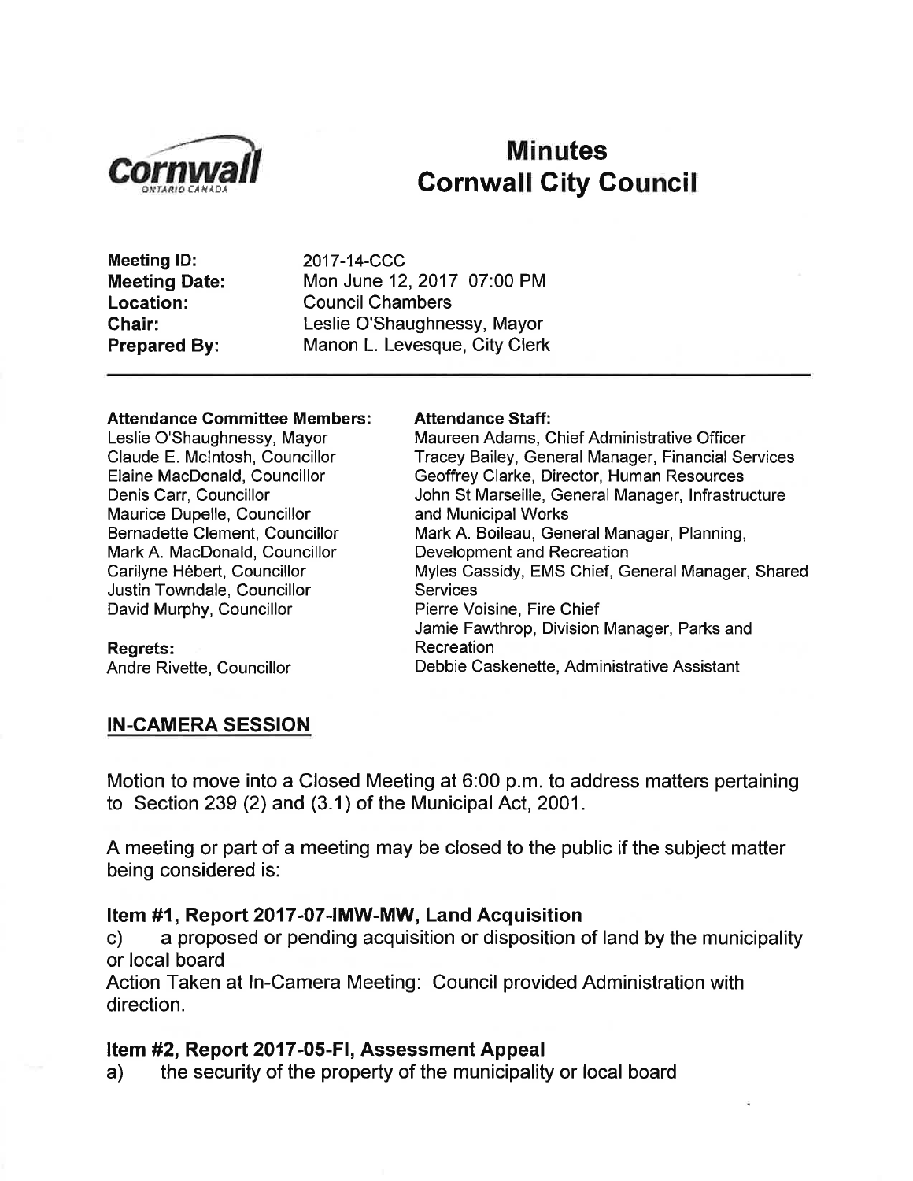# Minutes
# Cornwall City Council

**Meeting ID:** 2017-14-CCC
**Meeting Date:** Mon June 12, 2017 07:00 PM
**Location:** Council Chambers
**Chair:** Leslie O'Shaughnessy, Mayor
**Prepared By:** Manon L. Levesque, City Clerk

---

**Attendance Committee Members:**
Leslie O'Shaughnessy, Mayor
Claude E. McIntosh, Councillor
Elaine MacDonald, Councillor
Denis Carr, Councillor
Maurice Dupelle, Councillor
Bernadette Clement, Councillor
Mark A. MacDonald, Councillor
Carilyne Hébert, Councillor
Justin Towndale, Councillor
David Murphy, Councillor

**Regrets:**
Andre Rivette, Councillor

**Attendance Staff:**
Maureen Adams, Chief Administrative Officer
Tracey Bailey, General Manager, Financial Services
Geoffrey Clarke, Director, Human Resources
John St Marseille, General Manager, Infrastructure and Municipal Works
Mark A. Boileau, General Manager, Planning, Development and Recreation
Myles Cassidy, EMS Chief, General Manager, Shared Services
Pierre Voisine, Fire Chief
Jamie Fawthrop, Division Manager, Parks and Recreation
Debbie Caskenette, Administrative Assistant

## IN-CAMERA SESSION

Motion to move into a Closed Meeting at 6:00 p.m. to address matters pertaining to Section 239 (2) and (3.1) of the Municipal Act, 2001.

A meeting or part of a meeting may be closed to the public if the subject matter being considered is:

### Item #1, Report 2017-07-IMW-MW, Land Acquisition

c) a proposed or pending acquisition or disposition of land by the municipality or local board

Action Taken at In-Camera Meeting: Council provided Administration with direction.

### Item #2, Report 2017-05-FI, Assessment Appeal

a) the security of the property of the municipality or local board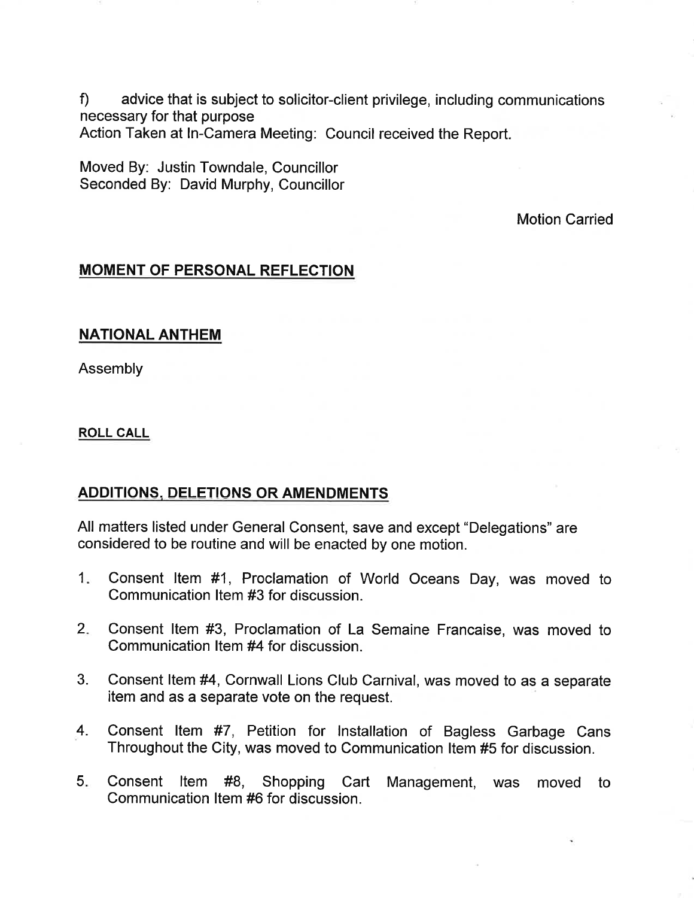f) advice that is subject to solicitor-client privilege, including communications necessary for that purpose
Action Taken at In-Camera Meeting: Council received the Report.

Moved By: Justin Towndale, Councillor
Seconded By: David Murphy, Councillor

Motion Carried

## MOMENT OF PERSONAL REFLECTION

## NATIONAL ANTHEM

Assembly

## ROLL CALL

## ADDITIONS, DELETIONS OR AMENDMENTS

All matters listed under General Consent, save and except "Delegations" are considered to be routine and will be enacted by one motion.

1. Consent Item #1, Proclamation of World Oceans Day, was moved to Communication Item #3 for discussion.
2. Consent Item #3, Proclamation of La Semaine Francaise, was moved to Communication Item #4 for discussion.
3. Consent Item #4, Cornwall Lions Club Carnival, was moved to as a separate item and as a separate vote on the request.
4. Consent Item #7, Petition for Installation of Bagless Garbage Cans Throughout the City, was moved to Communication Item #5 for discussion.
5. Consent Item #8, Shopping Cart Management, was moved to Communication Item #6 for discussion.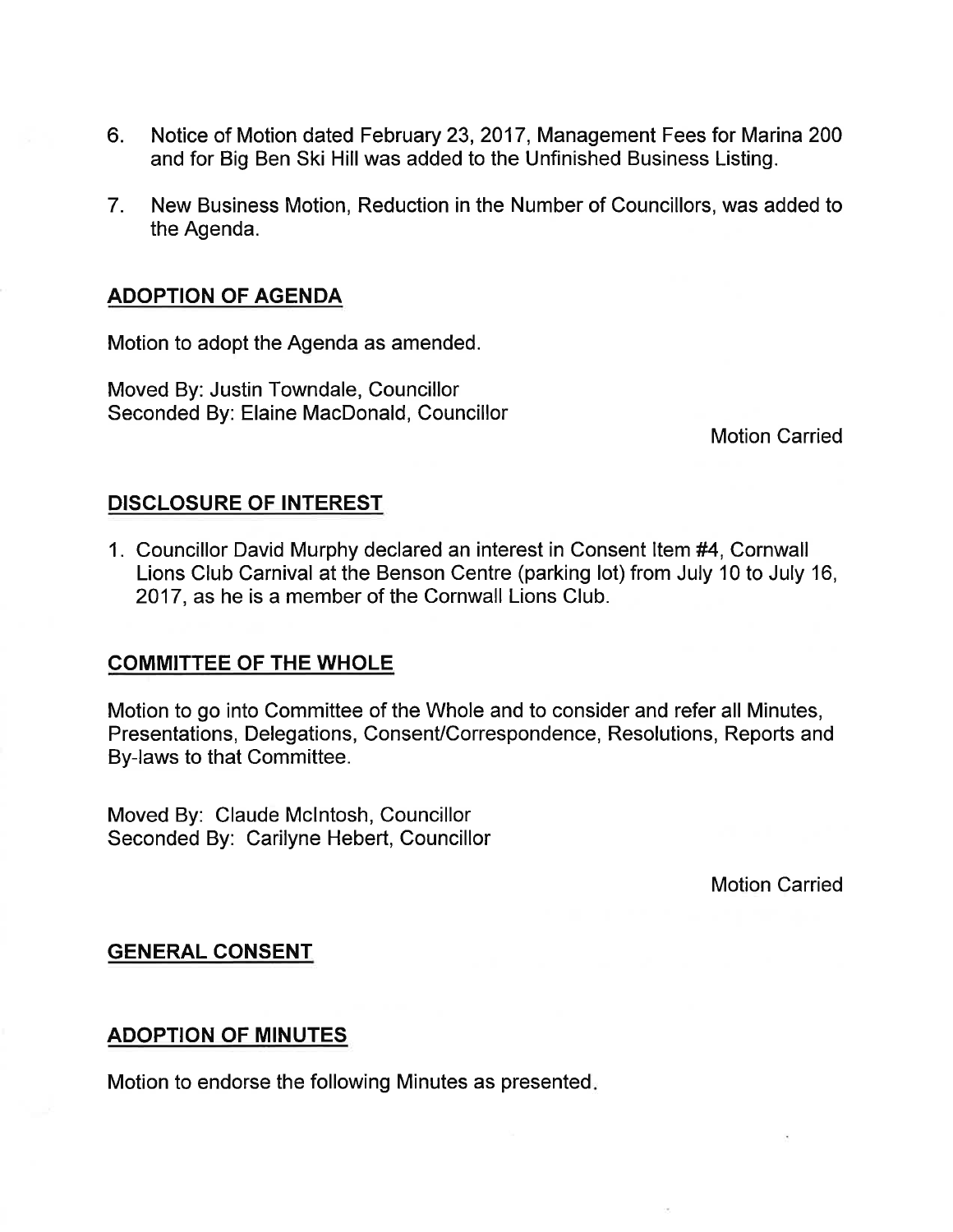6. Notice of Motion dated February 23, 2017, Management Fees for Marina 200 and for Big Ben Ski Hill was added to the Unfinished Business Listing.

7. New Business Motion, Reduction in the Number of Councillors, was added to the Agenda.

## ADOPTION OF AGENDA

Motion to adopt the Agenda as amended.

Moved By: Justin Towndale, Councillor
Seconded By: Elaine MacDonald, Councillor

Motion Carried

## DISCLOSURE OF INTEREST

1. Councillor David Murphy declared an interest in Consent Item #4, Cornwall Lions Club Carnival at the Benson Centre (parking lot) from July 10 to July 16, 2017, as he is a member of the Cornwall Lions Club.

## COMMITTEE OF THE WHOLE

Motion to go into Committee of the Whole and to consider and refer all Minutes, Presentations, Delegations, Consent/Correspondence, Resolutions, Reports and By-laws to that Committee.

Moved By: Claude McIntosh, Councillor
Seconded By: Carilyne Hebert, Councillor

Motion Carried

## GENERAL CONSENT

## ADOPTION OF MINUTES

Motion to endorse the following Minutes as presented.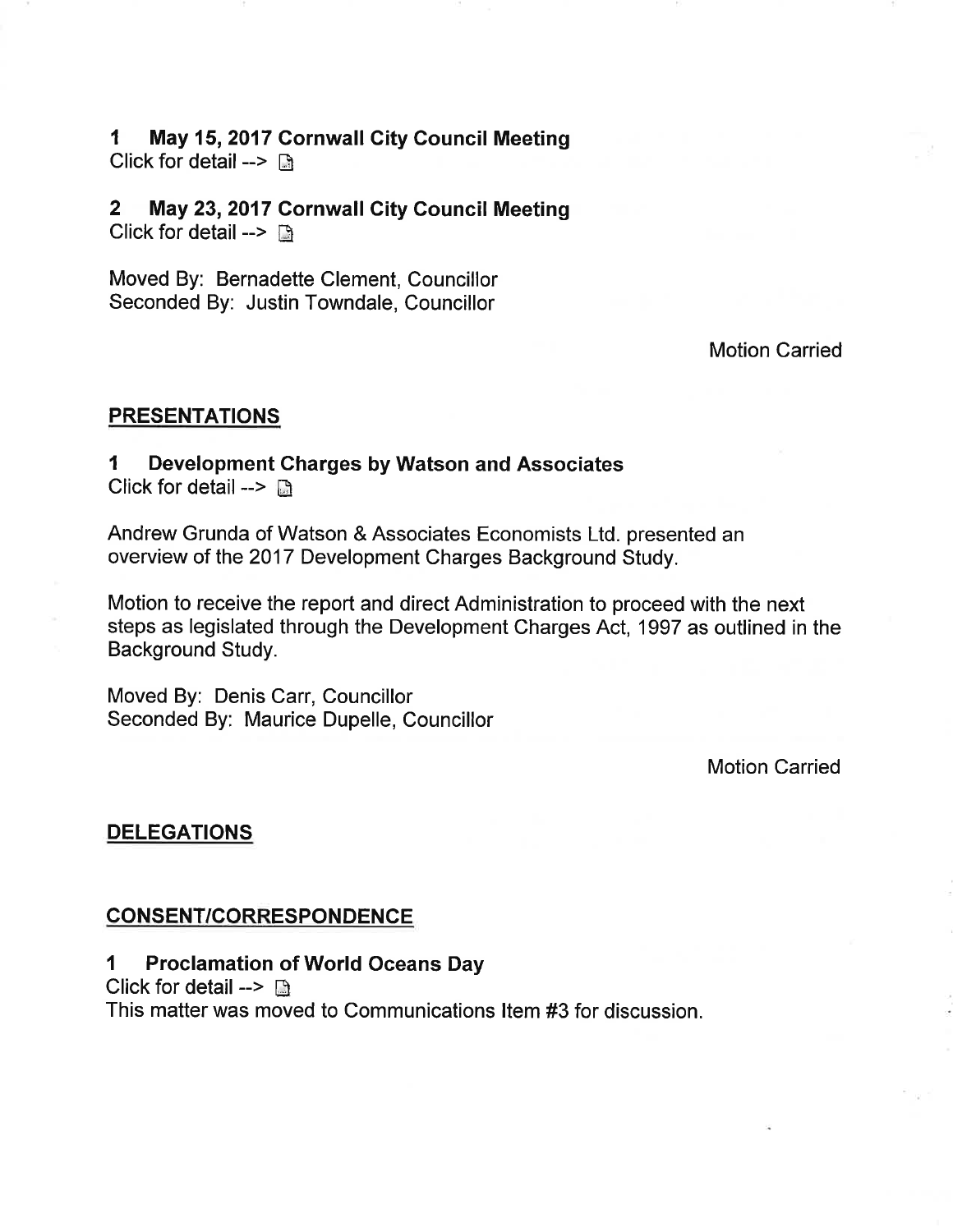**1 May 15, 2017 Cornwall City Council Meeting**
Click for detail -->

**2 May 23, 2017 Cornwall City Council Meeting**
Click for detail -->

Moved By: Bernadette Clement, Councillor
Seconded By: Justin Towndale, Councillor

Motion Carried

## PRESENTATIONS

**1 Development Charges by Watson and Associates**
Click for detail -->

Andrew Grunda of Watson & Associates Economists Ltd. presented an overview of the 2017 Development Charges Background Study.

Motion to receive the report and direct Administration to proceed with the next steps as legislated through the Development Charges Act, 1997 as outlined in the Background Study.

Moved By: Denis Carr, Councillor
Seconded By: Maurice Dupelle, Councillor

Motion Carried

## DELEGATIONS

## CONSENT/CORRESPONDENCE

**1 Proclamation of World Oceans Day**
Click for detail -->
This matter was moved to Communications Item #3 for discussion.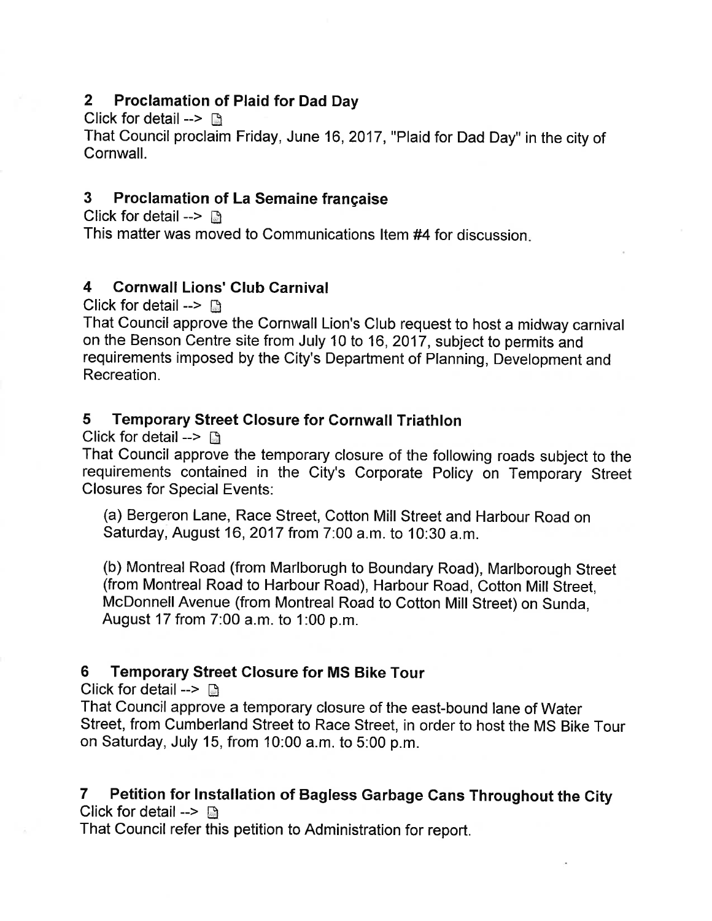## 2 Proclamation of Plaid for Dad Day

Click for detail -->

That Council proclaim Friday, June 16, 2017, "Plaid for Dad Day" in the city of Cornwall.

## 3 Proclamation of La Semaine française

Click for detail -->

This matter was moved to Communications Item #4 for discussion.

## 4 Cornwall Lions' Club Carnival

Click for detail -->

That Council approve the Cornwall Lion's Club request to host a midway carnival on the Benson Centre site from July 10 to 16, 2017, subject to permits and requirements imposed by the City's Department of Planning, Development and Recreation.

## 5 Temporary Street Closure for Cornwall Triathlon

Click for detail -->

That Council approve the temporary closure of the following roads subject to the requirements contained in the City's Corporate Policy on Temporary Street Closures for Special Events:

(a) Bergeron Lane, Race Street, Cotton Mill Street and Harbour Road on Saturday, August 16, 2017 from 7:00 a.m. to 10:30 a.m.

(b) Montreal Road (from Marlborugh to Boundary Road), Marlborough Street (from Montreal Road to Harbour Road), Harbour Road, Cotton Mill Street, McDonnell Avenue (from Montreal Road to Cotton Mill Street) on Sunda, August 17 from 7:00 a.m. to 1:00 p.m.

## 6 Temporary Street Closure for MS Bike Tour

Click for detail -->

That Council approve a temporary closure of the east-bound lane of Water Street, from Cumberland Street to Race Street, in order to host the MS Bike Tour on Saturday, July 15, from 10:00 a.m. to 5:00 p.m.

## 7 Petition for Installation of Bagless Garbage Cans Throughout the City

Click for detail -->

That Council refer this petition to Administration for report.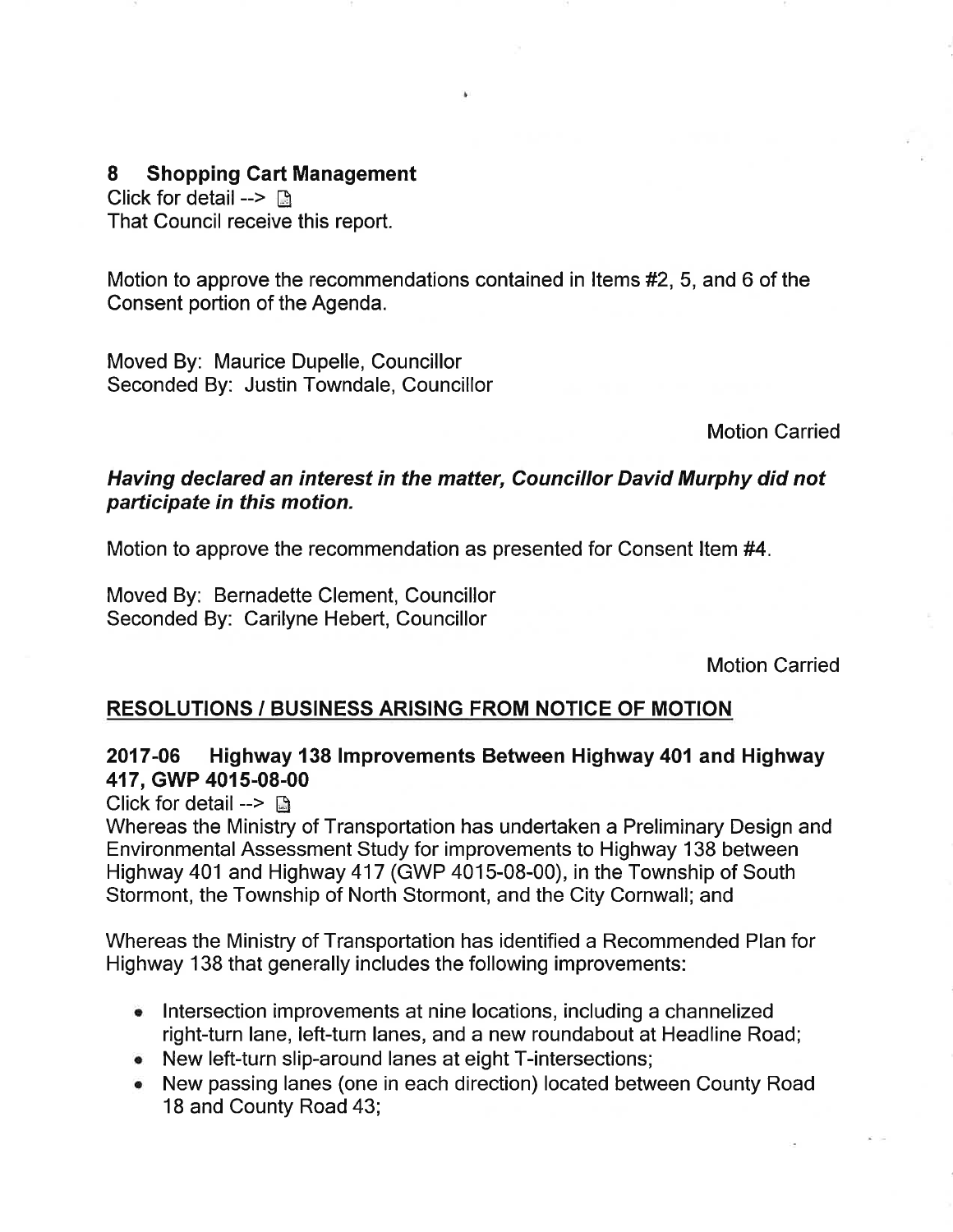## 8 Shopping Cart Management

Click for detail --> 

That Council receive this report.

Motion to approve the recommendations contained in Items #2, 5, and 6 of the Consent portion of the Agenda.

Moved By: Maurice Dupelle, Councillor
Seconded By: Justin Towndale, Councillor

Motion Carried

***Having declared an interest in the matter, Councillor David Murphy did not participate in this motion.***

Motion to approve the recommendation as presented for Consent Item #4.

Moved By: Bernadette Clement, Councillor
Seconded By: Carilyne Hebert, Councillor

Motion Carried

## RESOLUTIONS / BUSINESS ARISING FROM NOTICE OF MOTION

### 2017-06 Highway 138 Improvements Between Highway 401 and Highway 417, GWP 4015-08-00

Click for detail --> 

Whereas the Ministry of Transportation has undertaken a Preliminary Design and Environmental Assessment Study for improvements to Highway 138 between Highway 401 and Highway 417 (GWP 4015-08-00), in the Township of South Stormont, the Township of North Stormont, and the City Cornwall; and

Whereas the Ministry of Transportation has identified a Recommended Plan for Highway 138 that generally includes the following improvements:

- Intersection improvements at nine locations, including a channelized right-turn lane, left-turn lanes, and a new roundabout at Headline Road;
- New left-turn slip-around lanes at eight T-intersections;
- New passing lanes (one in each direction) located between County Road 18 and County Road 43;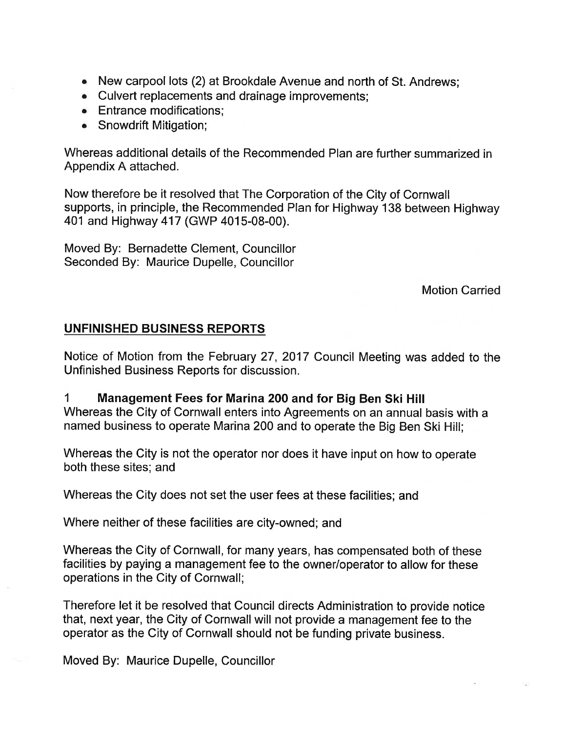- New carpool lots (2) at Brookdale Avenue and north of St. Andrews;
- Culvert replacements and drainage improvements;
- Entrance modifications;
- Snowdrift Mitigation;

Whereas additional details of the Recommended Plan are further summarized in Appendix A attached.

Now therefore be it resolved that The Corporation of the City of Cornwall supports, in principle, the Recommended Plan for Highway 138 between Highway 401 and Highway 417 (GWP 4015-08-00).

Moved By: Bernadette Clement, Councillor
Seconded By: Maurice Dupelle, Councillor

Motion Carried

## UNFINISHED BUSINESS REPORTS

Notice of Motion from the February 27, 2017 Council Meeting was added to the Unfinished Business Reports for discussion.

### 1 Management Fees for Marina 200 and for Big Ben Ski Hill

Whereas the City of Cornwall enters into Agreements on an annual basis with a named business to operate Marina 200 and to operate the Big Ben Ski Hill;

Whereas the City is not the operator nor does it have input on how to operate both these sites; and

Whereas the City does not set the user fees at these facilities; and

Where neither of these facilities are city-owned; and

Whereas the City of Cornwall, for many years, has compensated both of these facilities by paying a management fee to the owner/operator to allow for these operations in the City of Cornwall;

Therefore let it be resolved that Council directs Administration to provide notice that, next year, the City of Cornwall will not provide a management fee to the operator as the City of Cornwall should not be funding private business.

Moved By: Maurice Dupelle, Councillor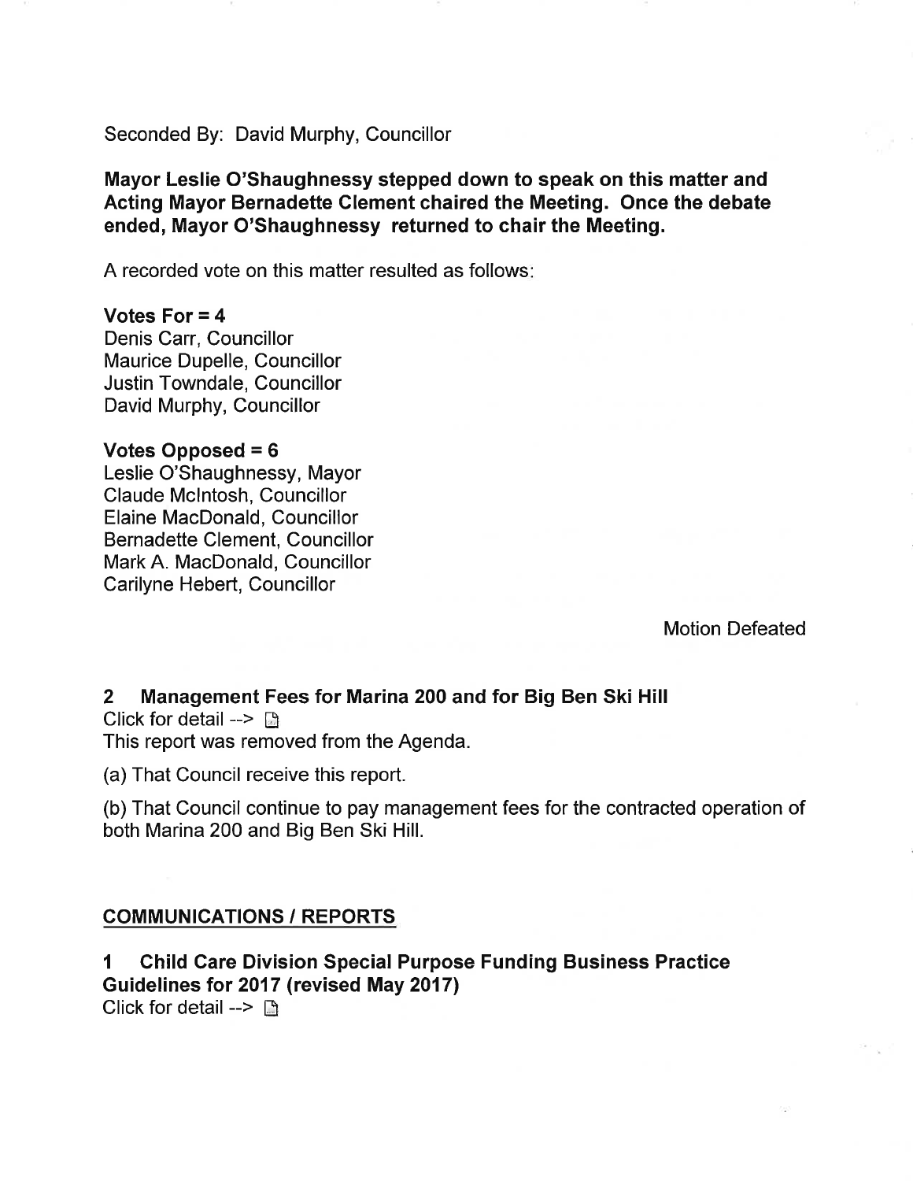Seconded By: David Murphy, Councillor

**Mayor Leslie O'Shaughnessy stepped down to speak on this matter and Acting Mayor Bernadette Clement chaired the Meeting. Once the debate ended, Mayor O'Shaughnessy returned to chair the Meeting.**

A recorded vote on this matter resulted as follows:

**Votes For = 4**
Denis Carr, Councillor
Maurice Dupelle, Councillor
Justin Towndale, Councillor
David Murphy, Councillor

**Votes Opposed = 6**
Leslie O'Shaughnessy, Mayor
Claude McIntosh, Councillor
Elaine MacDonald, Councillor
Bernadette Clement, Councillor
Mark A. MacDonald, Councillor
Carilyne Hebert, Councillor

Motion Defeated

### 2 Management Fees for Marina 200 and for Big Ben Ski Hill

Click for detail -->

This report was removed from the Agenda.

(a) That Council receive this report.

(b) That Council continue to pay management fees for the contracted operation of both Marina 200 and Big Ben Ski Hill.

## COMMUNICATIONS / REPORTS

### 1 Child Care Division Special Purpose Funding Business Practice Guidelines for 2017 (revised May 2017)

Click for detail -->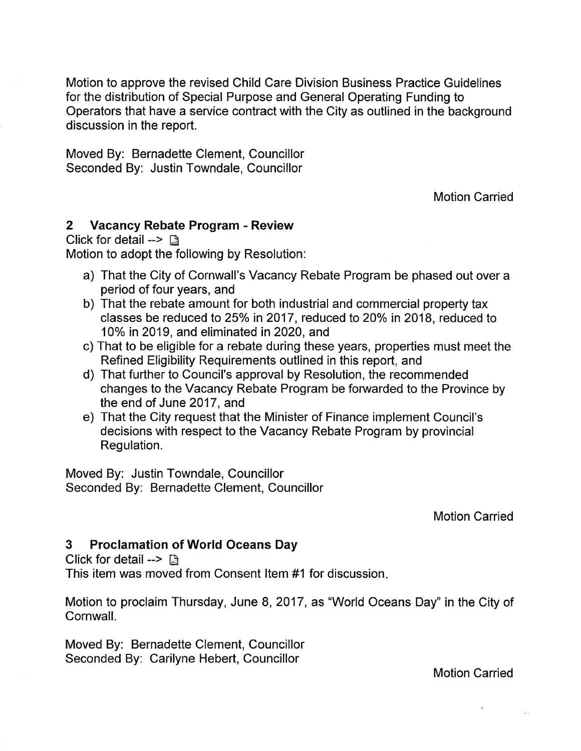Motion to approve the revised Child Care Division Business Practice Guidelines for the distribution of Special Purpose and General Operating Funding to Operators that have a service contract with the City as outlined in the background discussion in the report.

Moved By: Bernadette Clement, Councillor
Seconded By: Justin Towndale, Councillor

Motion Carried

### 2 Vacancy Rebate Program - Review

Click for detail -->

Motion to adopt the following by Resolution:

a) That the City of Cornwall's Vacancy Rebate Program be phased out over a period of four years, and
b) That the rebate amount for both industrial and commercial property tax classes be reduced to 25% in 2017, reduced to 20% in 2018, reduced to 10% in 2019, and eliminated in 2020, and
c) That to be eligible for a rebate during these years, properties must meet the Refined Eligibility Requirements outlined in this report, and
d) That further to Council's approval by Resolution, the recommended changes to the Vacancy Rebate Program be forwarded to the Province by the end of June 2017, and
e) That the City request that the Minister of Finance implement Council's decisions with respect to the Vacancy Rebate Program by provincial Regulation.

Moved By: Justin Towndale, Councillor
Seconded By: Bernadette Clement, Councillor

Motion Carried

### 3 Proclamation of World Oceans Day

Click for detail -->

This item was moved from Consent Item #1 for discussion.

Motion to proclaim Thursday, June 8, 2017, as "World Oceans Day" in the City of Cornwall.

Moved By: Bernadette Clement, Councillor
Seconded By: Carilyne Hebert, Councillor

Motion Carried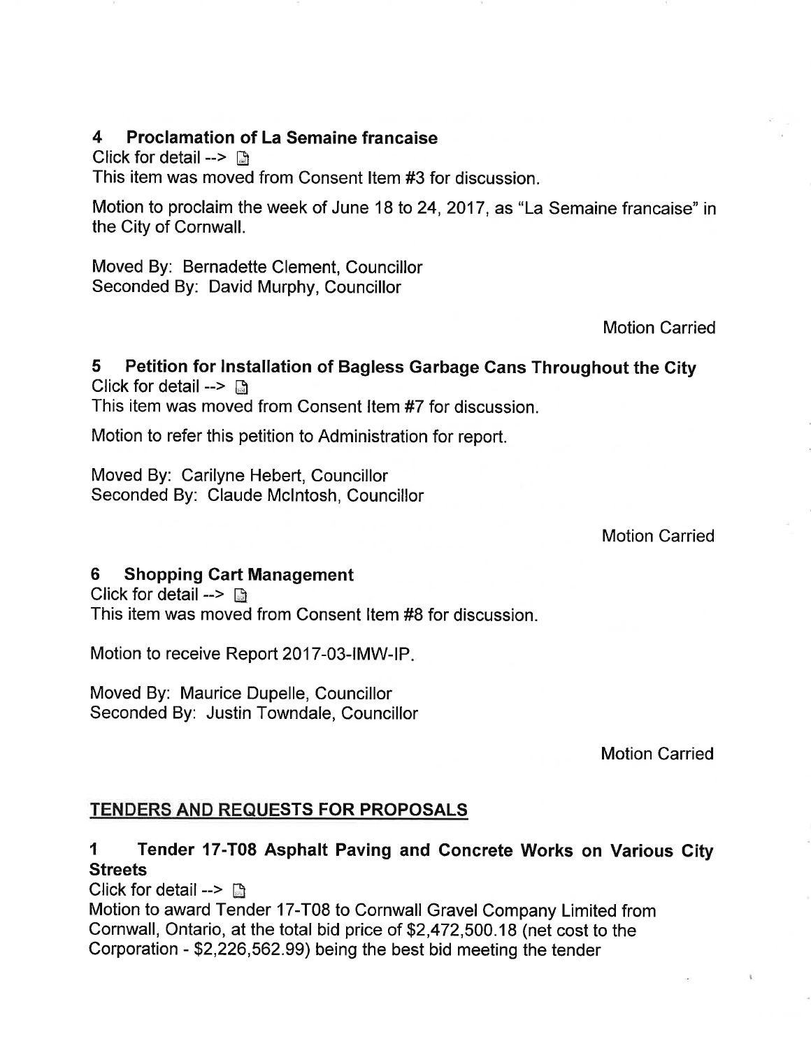### 4 Proclamation of La Semaine francaise

Click for detail -->

This item was moved from Consent Item #3 for discussion.

Motion to proclaim the week of June 18 to 24, 2017, as "La Semaine francaise" in the City of Cornwall.

Moved By: Bernadette Clement, Councillor
Seconded By: David Murphy, Councillor

Motion Carried

### 5 Petition for Installation of Bagless Garbage Cans Throughout the City

Click for detail -->

This item was moved from Consent Item #7 for discussion.

Motion to refer this petition to Administration for report.

Moved By: Carilyne Hebert, Councillor
Seconded By: Claude McIntosh, Councillor

Motion Carried

### 6 Shopping Cart Management

Click for detail -->

This item was moved from Consent Item #8 for discussion.

Motion to receive Report 2017-03-IMW-IP.

Moved By: Maurice Dupelle, Councillor
Seconded By: Justin Towndale, Councillor

Motion Carried

## TENDERS AND REQUESTS FOR PROPOSALS

### 1 Tender 17-T08 Asphalt Paving and Concrete Works on Various City Streets

Click for detail -->

Motion to award Tender 17-T08 to Cornwall Gravel Company Limited from Cornwall, Ontario, at the total bid price of $2,472,500.18 (net cost to the Corporation - $2,226,562.99) being the best bid meeting the tender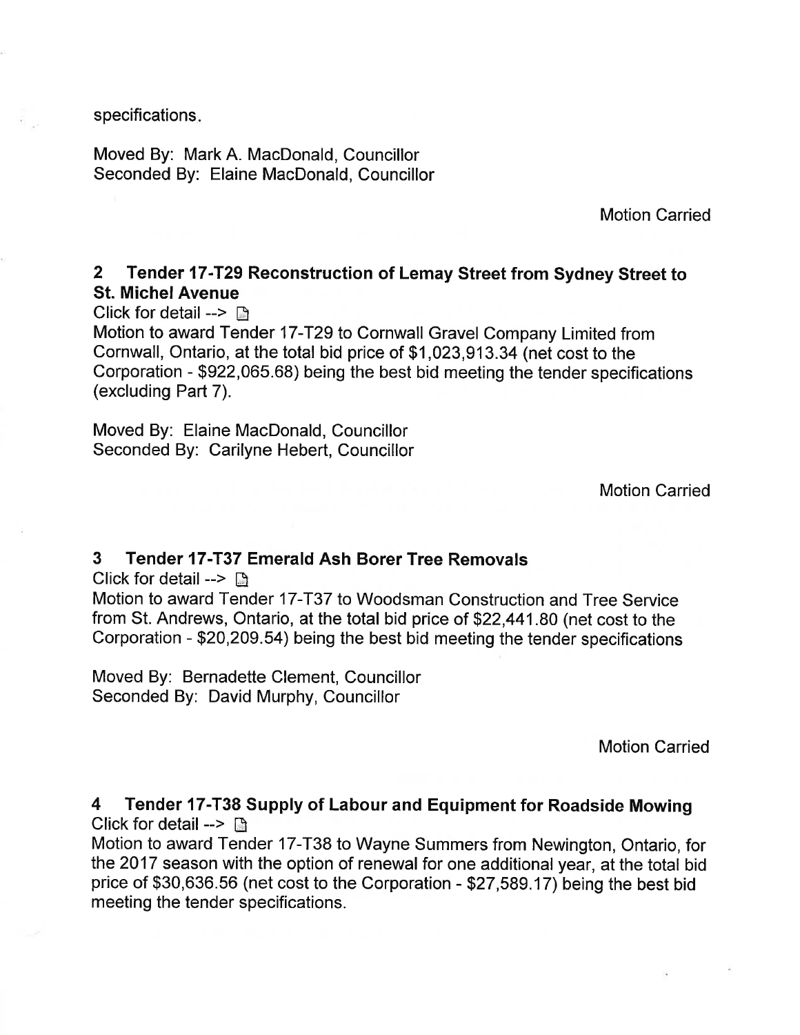specifications.

Moved By: Mark A. MacDonald, Councillor
Seconded By: Elaine MacDonald, Councillor

Motion Carried

## 2 Tender 17-T29 Reconstruction of Lemay Street from Sydney Street to St. Michel Avenue

Click for detail -->

Motion to award Tender 17-T29 to Cornwall Gravel Company Limited from Cornwall, Ontario, at the total bid price of $1,023,913.34 (net cost to the Corporation - $922,065.68) being the best bid meeting the tender specifications (excluding Part 7).

Moved By: Elaine MacDonald, Councillor
Seconded By: Carilyne Hebert, Councillor

Motion Carried

## 3 Tender 17-T37 Emerald Ash Borer Tree Removals

Click for detail -->

Motion to award Tender 17-T37 to Woodsman Construction and Tree Service from St. Andrews, Ontario, at the total bid price of $22,441.80 (net cost to the Corporation - $20,209.54) being the best bid meeting the tender specifications

Moved By: Bernadette Clement, Councillor
Seconded By: David Murphy, Councillor

Motion Carried

## 4 Tender 17-T38 Supply of Labour and Equipment for Roadside Mowing

Click for detail -->

Motion to award Tender 17-T38 to Wayne Summers from Newington, Ontario, for the 2017 season with the option of renewal for one additional year, at the total bid price of $30,636.56 (net cost to the Corporation - $27,589.17) being the best bid meeting the tender specifications.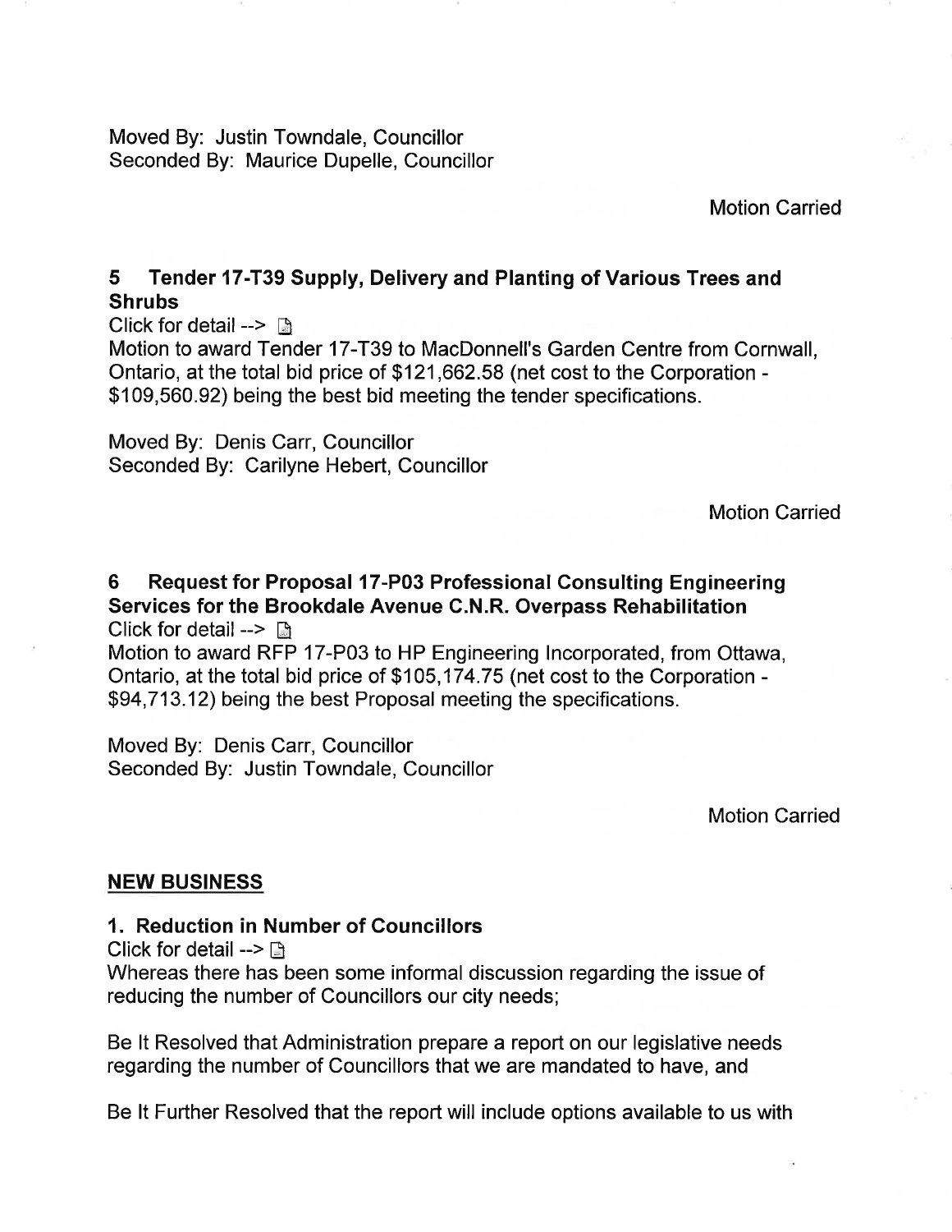Moved By: Justin Towndale, Councillor
Seconded By: Maurice Dupelle, Councillor

Motion Carried

### 5 Tender 17-T39 Supply, Delivery and Planting of Various Trees and Shrubs

Click for detail -->

Motion to award Tender 17-T39 to MacDonnell's Garden Centre from Cornwall, Ontario, at the total bid price of $121,662.58 (net cost to the Corporation - $109,560.92) being the best bid meeting the tender specifications.

Moved By: Denis Carr, Councillor
Seconded By: Carilyne Hebert, Councillor

Motion Carried

### 6 Request for Proposal 17-P03 Professional Consulting Engineering Services for the Brookdale Avenue C.N.R. Overpass Rehabilitation

Click for detail -->

Motion to award RFP 17-P03 to HP Engineering Incorporated, from Ottawa, Ontario, at the total bid price of $105,174.75 (net cost to the Corporation - $94,713.12) being the best Proposal meeting the specifications.

Moved By: Denis Carr, Councillor
Seconded By: Justin Towndale, Councillor

Motion Carried

## NEW BUSINESS

### 1. Reduction in Number of Councillors

Click for detail -->

Whereas there has been some informal discussion regarding the issue of reducing the number of Councillors our city needs;

Be It Resolved that Administration prepare a report on our legislative needs regarding the number of Councillors that we are mandated to have, and

Be It Further Resolved that the report will include options available to us with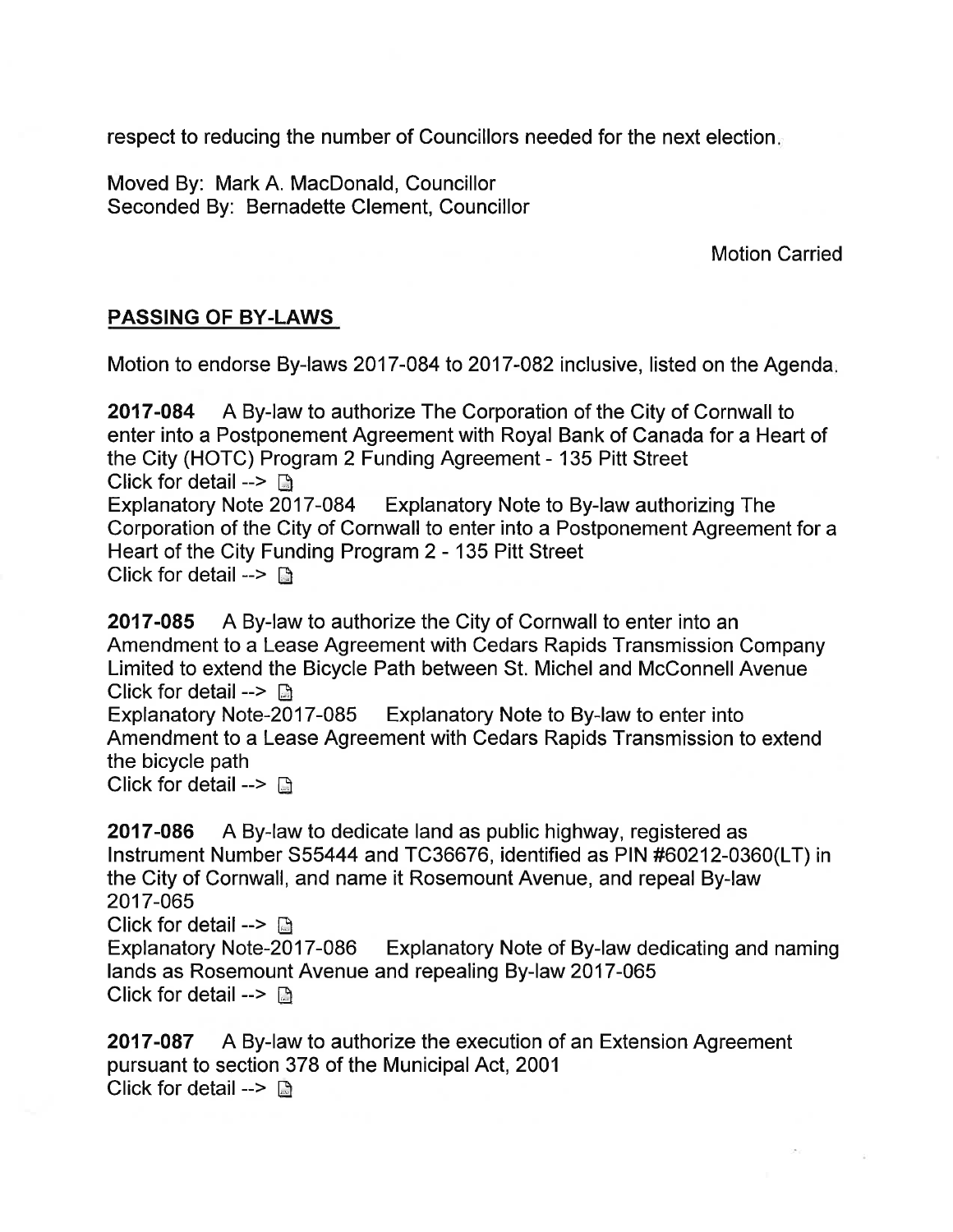respect to reducing the number of Councillors needed for the next election.

Moved By: Mark A. MacDonald, Councillor
Seconded By: Bernadette Clement, Councillor

Motion Carried

## PASSING OF BY-LAWS

Motion to endorse By-laws 2017-084 to 2017-082 inclusive, listed on the Agenda.

**2017-084** A By-law to authorize The Corporation of the City of Cornwall to enter into a Postponement Agreement with Royal Bank of Canada for a Heart of the City (HOTC) Program 2 Funding Agreement - 135 Pitt Street
Click for detail -->
Explanatory Note 2017-084 Explanatory Note to By-law authorizing The Corporation of the City of Cornwall to enter into a Postponement Agreement for a Heart of the City Funding Program 2 - 135 Pitt Street
Click for detail -->

**2017-085** A By-law to authorize the City of Cornwall to enter into an Amendment to a Lease Agreement with Cedars Rapids Transmission Company Limited to extend the Bicycle Path between St. Michel and McConnell Avenue
Click for detail -->
Explanatory Note-2017-085 Explanatory Note to By-law to enter into Amendment to a Lease Agreement with Cedars Rapids Transmission to extend the bicycle path
Click for detail -->

**2017-086** A By-law to dedicate land as public highway, registered as Instrument Number S55444 and TC36676, identified as PIN #60212-0360(LT) in the City of Cornwall, and name it Rosemount Avenue, and repeal By-law 2017-065
Click for detail -->
Explanatory Note-2017-086 Explanatory Note of By-law dedicating and naming lands as Rosemount Avenue and repealing By-law 2017-065
Click for detail -->

**2017-087** A By-law to authorize the execution of an Extension Agreement pursuant to section 378 of the Municipal Act, 2001
Click for detail -->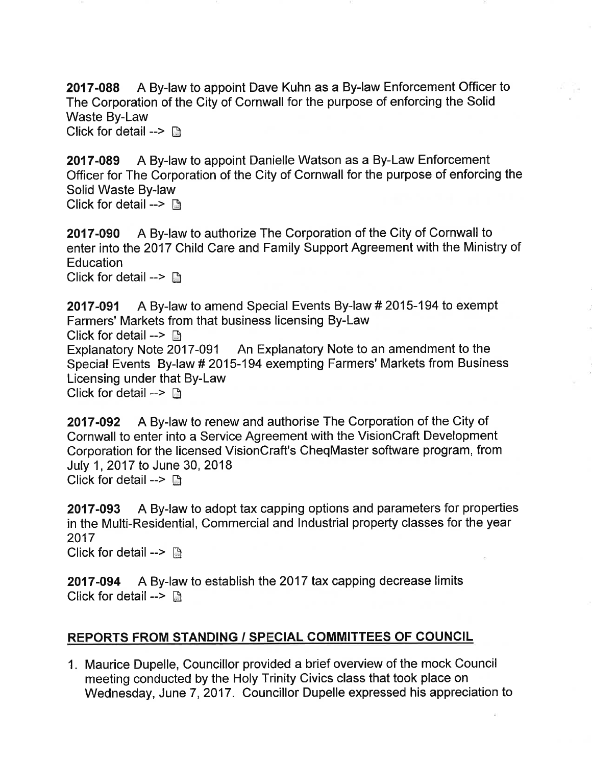**2017-088** A By-law to appoint Dave Kuhn as a By-law Enforcement Officer to The Corporation of the City of Cornwall for the purpose of enforcing the Solid Waste By-Law
Click for detail -->

**2017-089** A By-law to appoint Danielle Watson as a By-Law Enforcement Officer for The Corporation of the City of Cornwall for the purpose of enforcing the Solid Waste By-law
Click for detail -->

**2017-090** A By-law to authorize The Corporation of the City of Cornwall to enter into the 2017 Child Care and Family Support Agreement with the Ministry of Education
Click for detail -->

**2017-091** A By-law to amend Special Events By-law # 2015-194 to exempt Farmers' Markets from that business licensing By-Law
Click for detail -->
Explanatory Note 2017-091 An Explanatory Note to an amendment to the Special Events By-law # 2015-194 exempting Farmers' Markets from Business Licensing under that By-Law
Click for detail -->

**2017-092** A By-law to renew and authorise The Corporation of the City of Cornwall to enter into a Service Agreement with the VisionCraft Development Corporation for the licensed VisionCraft's CheqMaster software program, from July 1, 2017 to June 30, 2018
Click for detail -->

**2017-093** A By-law to adopt tax capping options and parameters for properties in the Multi-Residential, Commercial and Industrial property classes for the year 2017
Click for detail -->

**2017-094** A By-law to establish the 2017 tax capping decrease limits
Click for detail -->

## REPORTS FROM STANDING / SPECIAL COMMITTEES OF COUNCIL

1. Maurice Dupelle, Councillor provided a brief overview of the mock Council meeting conducted by the Holy Trinity Civics class that took place on Wednesday, June 7, 2017. Councillor Dupelle expressed his appreciation to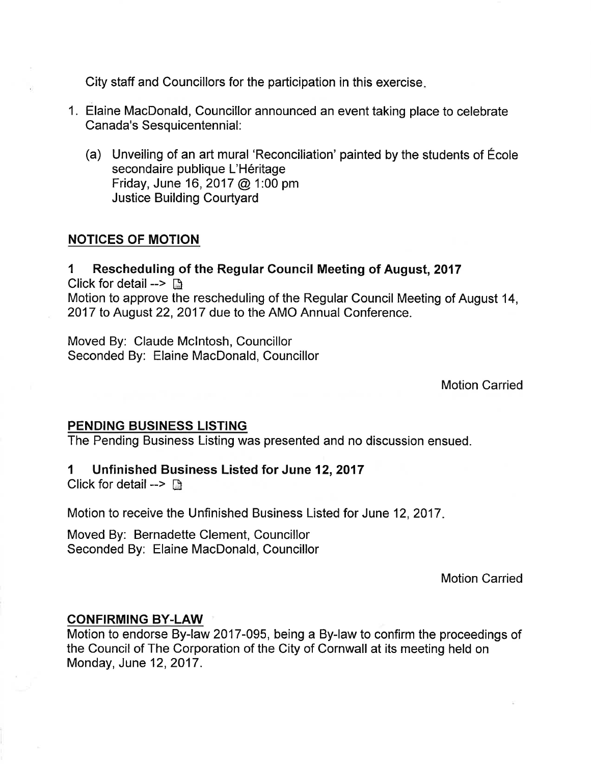City staff and Councillors for the participation in this exercise.

1. Elaine MacDonald, Councillor announced an event taking place to celebrate Canada's Sesquicentennial:

   (a) Unveiling of an art mural 'Reconciliation' painted by the students of École secondaire publique L'Héritage
   Friday, June 16, 2017 @ 1:00 pm
   Justice Building Courtyard

## NOTICES OF MOTION

### 1 Rescheduling of the Regular Council Meeting of August, 2017

Click for detail -->

Motion to approve the rescheduling of the Regular Council Meeting of August 14, 2017 to August 22, 2017 due to the AMO Annual Conference.

Moved By: Claude McIntosh, Councillor
Seconded By: Elaine MacDonald, Councillor

Motion Carried

## PENDING BUSINESS LISTING

The Pending Business Listing was presented and no discussion ensued.

### 1 Unfinished Business Listed for June 12, 2017

Click for detail -->

Motion to receive the Unfinished Business Listed for June 12, 2017.

Moved By: Bernadette Clement, Councillor
Seconded By: Elaine MacDonald, Councillor

Motion Carried

## CONFIRMING BY-LAW

Motion to endorse By-law 2017-095, being a By-law to confirm the proceedings of the Council of The Corporation of the City of Cornwall at its meeting held on Monday, June 12, 2017.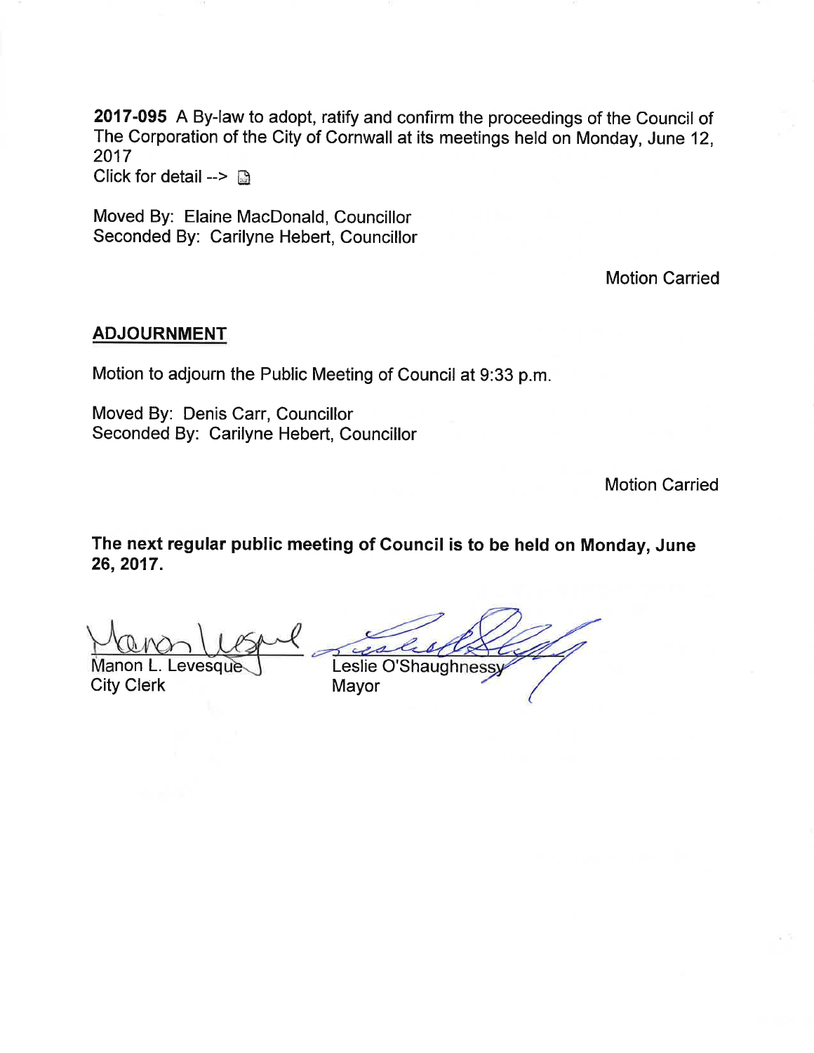**2017-095** A By-law to adopt, ratify and confirm the proceedings of the Council of The Corporation of the City of Cornwall at its meetings held on Monday, June 12, 2017
Click for detail -->

Moved By: Elaine MacDonald, Councillor
Seconded By: Carilyne Hebert, Councillor

Motion Carried

## ADJOURNMENT

Motion to adjourn the Public Meeting of Council at 9:33 p.m.

Moved By: Denis Carr, Councillor
Seconded By: Carilyne Hebert, Councillor

Motion Carried

**The next regular public meeting of Council is to be held on Monday, June 26, 2017.**

Manon L. Levesque
City Clerk

Leslie O'Shaughnessy
Mayor